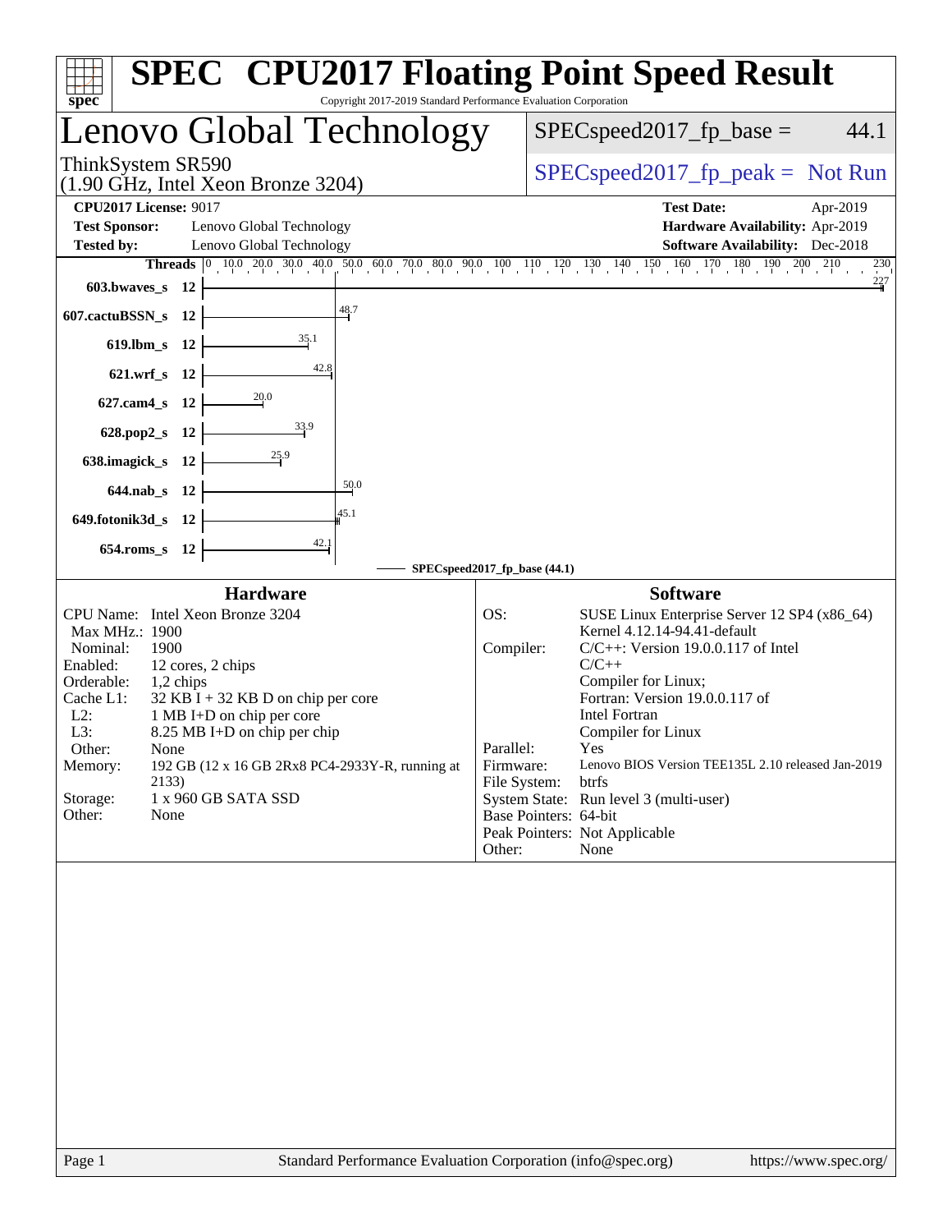# SPEC CPU2017 Floating Point Speed Result

Copyright 2017-2019 Standard Performance Evaluation Corporation

## Lenovo Global Technology

ThinkSystem SR590
(1.90 GHz, Intel Xeon Bronze 3204)

SPECspeed2017_fp_base = 44.1

SPECspeed2017_fp_peak = Not Run

**CPU2017 License:** 9017
**Test Sponsor:** Lenovo Global Technology
**Tested by:** Lenovo Global Technology
**Test Date:** Apr-2019
**Hardware Availability:** Apr-2019
**Software Availability:** Dec-2018

| Benchmark | Threads | SPECspeed2017_fp_base (44.1) |
|---|---|---|
| 603.bwaves_s | 12 | 227 |
| 607.cactuBSSN_s | 12 | 48.7 |
| 619.lbm_s | 12 | 35.1 |
| 621.wrf_s | 12 | 42.8 |
| 627.cam4_s | 12 | 20.0 |
| 628.pop2_s | 12 | 33.9 |
| 638.imagick_s | 12 | 25.9 |
| 644.nab_s | 12 | 50.0 |
| 649.fotonik3d_s | 12 | 45.1 |
| 654.roms_s | 12 | 42.1 |

### Hardware

| | |
|---|---|
| CPU Name: | Intel Xeon Bronze 3204 |
| Max MHz.: | 1900 |
| Nominal: | 1900 |
| Enabled: | 12 cores, 2 chips |
| Orderable: | 1,2 chips |
| Cache L1: | 32 KB I + 32 KB D on chip per core |
| L2: | 1 MB I+D on chip per core |
| L3: | 8.25 MB I+D on chip per chip |
| Other: | None |
| Memory: | 192 GB (12 x 16 GB 2Rx8 PC4-2933Y-R, running at 2133) |
| Storage: | 1 x 960 GB SATA SSD |
| Other: | None |

### Software

| | |
|---|---|
| OS: | SUSE Linux Enterprise Server 12 SP4 (x86_64) Kernel 4.12.14-94.41-default |
| Compiler: | C/C++: Version 19.0.0.117 of Intel C/C++ Compiler for Linux; Fortran: Version 19.0.0.117 of Intel Fortran Compiler for Linux |
| Parallel: | Yes |
| Firmware: | Lenovo BIOS Version TEE135L 2.10 released Jan-2019 |
| File System: | btrfs |
| System State: | Run level 3 (multi-user) |
| Base Pointers: | 64-bit |
| Peak Pointers: | Not Applicable |
| Other: | None |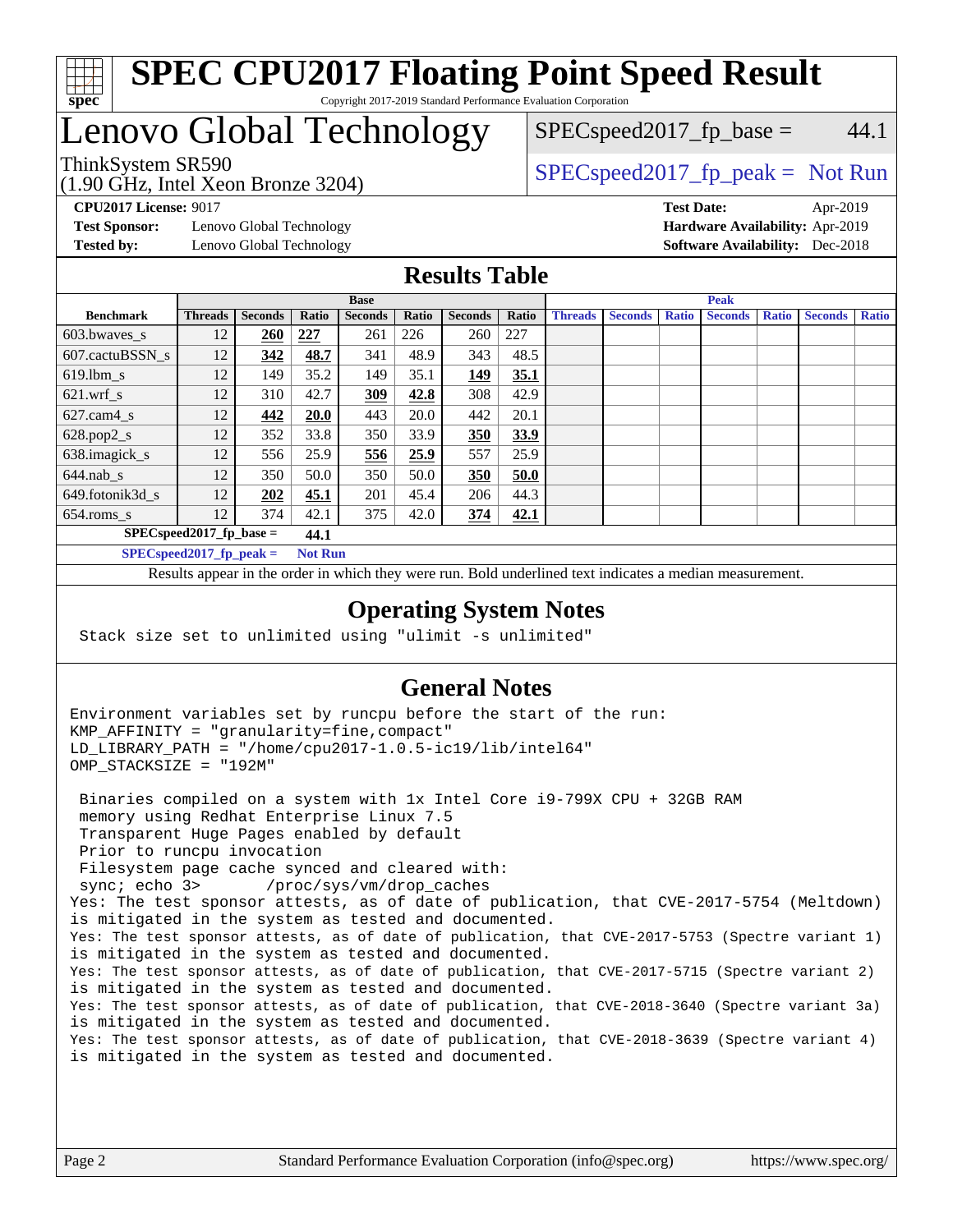# SPEC CPU2017 Floating Point Speed Result

Copyright 2017-2019 Standard Performance Evaluation Corporation

## Lenovo Global Technology

ThinkSystem SR590
(1.90 GHz, Intel Xeon Bronze 3204)

SPECspeed2017_fp_base = 44.1

SPECspeed2017_fp_peak = Not Run

**CPU2017 License:** 9017
**Test Sponsor:** Lenovo Global Technology
**Tested by:** Lenovo Global Technology

**Test Date:** Apr-2019
**Hardware Availability:** Apr-2019
**Software Availability:** Dec-2018

## Results Table

| | Base | | | | | | | Peak | | | | | | |
|---|---|---|---|---|---|---|---|---|---|---|---|---|---|---|
| **Benchmark** | **Threads** | **Seconds** | **Ratio** | **Seconds** | **Ratio** | **Seconds** | **Ratio** | **Threads** | **Seconds** | **Ratio** | **Seconds** | **Ratio** | **Seconds** | **Ratio** |
| 603.bwaves_s | 12 | **260** | **227** | 261 | 226 | 260 | 227 | | | | | | | |
| 607.cactuBSSN_s | 12 | **342** | **48.7** | 341 | 48.9 | 343 | 48.5 | | | | | | | |
| 619.lbm_s | 12 | 149 | 35.2 | 149 | 35.1 | **149** | **35.1** | | | | | | | |
| 621.wrf_s | 12 | 310 | 42.7 | **309** | **42.8** | 308 | 42.9 | | | | | | | |
| 627.cam4_s | 12 | **442** | **20.0** | 443 | 20.0 | 442 | 20.1 | | | | | | | |
| 628.pop2_s | 12 | 352 | 33.8 | 350 | 33.9 | **350** | **33.9** | | | | | | | |
| 638.imagick_s | 12 | 556 | 25.9 | **556** | **25.9** | 557 | 25.9 | | | | | | | |
| 644.nab_s | 12 | 350 | 50.0 | 350 | 50.0 | **350** | **50.0** | | | | | | | |
| 649.fotonik3d_s | 12 | **202** | **45.1** | 201 | 45.4 | 206 | 44.3 | | | | | | | |
| 654.roms_s | 12 | 374 | 42.1 | 375 | 42.0 | **374** | **42.1** | | | | | | | |

**SPECspeed2017_fp_base = 44.1**

**SPECspeed2017_fp_peak = Not Run**

Results appear in the order in which they were run. Bold underlined text indicates a median measurement.

## Operating System Notes

```
Stack size set to unlimited using "ulimit -s unlimited"
```

## General Notes

```
Environment variables set by runcpu before the start of the run:
KMP_AFFINITY = "granularity=fine,compact"
LD_LIBRARY_PATH = "/home/cpu2017-1.0.5-ic19/lib/intel64"
OMP_STACKSIZE = "192M"

 Binaries compiled on a system with 1x Intel Core i9-799X CPU + 32GB RAM
 memory using Redhat Enterprise Linux 7.5
 Transparent Huge Pages enabled by default
 Prior to runcpu invocation
 Filesystem page cache synced and cleared with:
 sync; echo 3>       /proc/sys/vm/drop_caches
Yes: The test sponsor attests, as of date of publication, that CVE-2017-5754 (Meltdown)
is mitigated in the system as tested and documented.
Yes: The test sponsor attests, as of date of publication, that CVE-2017-5753 (Spectre variant 1)
is mitigated in the system as tested and documented.
Yes: The test sponsor attests, as of date of publication, that CVE-2017-5715 (Spectre variant 2)
is mitigated in the system as tested and documented.
Yes: The test sponsor attests, as of date of publication, that CVE-2018-3640 (Spectre variant 3a)
is mitigated in the system as tested and documented.
Yes: The test sponsor attests, as of date of publication, that CVE-2018-3639 (Spectre variant 4)
is mitigated in the system as tested and documented.
```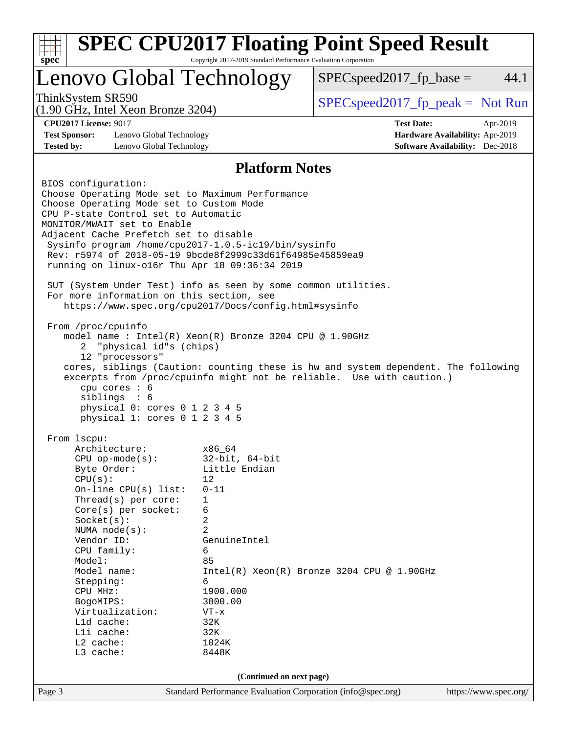# SPEC CPU2017 Floating Point Speed Result

Copyright 2017-2019 Standard Performance Evaluation Corporation

## Lenovo Global Technology

ThinkSystem SR590
(1.90 GHz, Intel Xeon Bronze 3204)

SPECspeed2017_fp_base = 44.1

SPECspeed2017_fp_peak = Not Run

| | | | |
|---|---|---|---|
| **CPU2017 License:** | 9017 | **Test Date:** | Apr-2019 |
| **Test Sponsor:** | Lenovo Global Technology | **Hardware Availability:** | Apr-2019 |
| **Tested by:** | Lenovo Global Technology | **Software Availability:** | Dec-2018 |

### Platform Notes

```
BIOS configuration:
Choose Operating Mode set to Maximum Performance
Choose Operating Mode set to Custom Mode
CPU P-state Control set to Automatic
MONITOR/MWAIT set to Enable
Adjacent Cache Prefetch set to disable
 Sysinfo program /home/cpu2017-1.0.5-ic19/bin/sysinfo
 Rev: r5974 of 2018-05-19 9bcde8f2999c33d61f64985e45859ea9
 running on linux-o16r Thu Apr 18 09:36:34 2019

 SUT (System Under Test) info as seen by some common utilities.
 For more information on this section, see
    https://www.spec.org/cpu2017/Docs/config.html#sysinfo

 From /proc/cpuinfo
    model name : Intel(R) Xeon(R) Bronze 3204 CPU @ 1.90GHz
       2  "physical id"s (chips)
       12 "processors"
    cores, siblings (Caution: counting these is hw and system dependent. The following
    excerpts from /proc/cpuinfo might not be reliable.  Use with caution.)
       cpu cores : 6
       siblings  : 6
       physical 0: cores 0 1 2 3 4 5
       physical 1: cores 0 1 2 3 4 5

 From lscpu:
      Architecture:          x86_64
      CPU op-mode(s):        32-bit, 64-bit
      Byte Order:            Little Endian
      CPU(s):                12
      On-line CPU(s) list:   0-11
      Thread(s) per core:    1
      Core(s) per socket:    6
      Socket(s):             2
      NUMA node(s):          2
      Vendor ID:             GenuineIntel
      CPU family:            6
      Model:                 85
      Model name:            Intel(R) Xeon(R) Bronze 3204 CPU @ 1.90GHz
      Stepping:              6
      CPU MHz:               1900.000
      BogoMIPS:              3800.00
      Virtualization:        VT-x
      L1d cache:             32K
      L1i cache:             32K
      L2 cache:              1024K
      L3 cache:              8448K
```

(Continued on next page)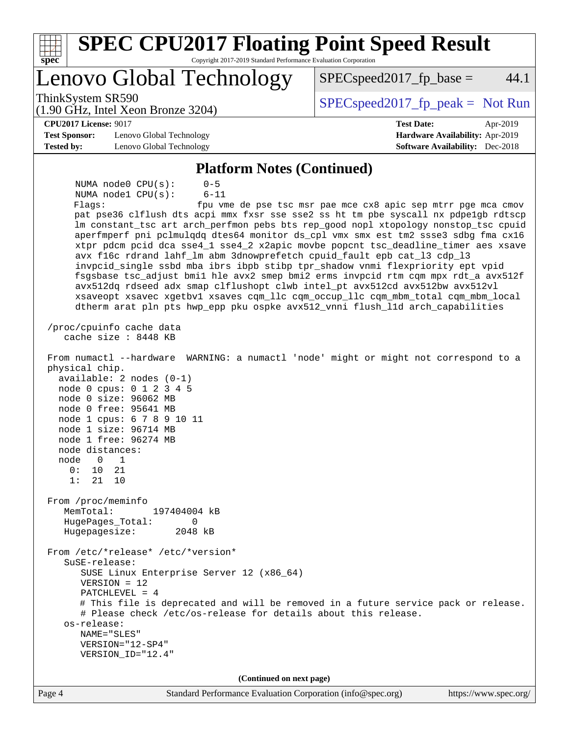## Platform Notes (Continued)

```
     NUMA node0 CPU(s):      0-5
     NUMA node1 CPU(s):      6-11
     Flags:                  fpu vme de pse tsc msr pae mce cx8 apic sep mtrr pge mca cmov
     pat pse36 clflush dts acpi mmx fxsr sse sse2 ss ht tm pbe syscall nx pdpe1gb rdtscp
     lm constant_tsc art arch_perfmon pebs bts rep_good nopl xtopology nonstop_tsc cpuid
     aperfmperf pni pclmulqdq dtes64 monitor ds_cpl vmx smx est tm2 ssse3 sdbg fma cx16
     xtpr pdcm pcid dca sse4_1 sse4_2 x2apic movbe popcnt tsc_deadline_timer aes xsave
     avx f16c rdrand lahf_lm abm 3dnowprefetch cpuid_fault epb cat_l3 cdp_l3
     invpcid_single ssbd mba ibrs ibpb stibp tpr_shadow vnmi flexpriority ept vpid
     fsgsbase tsc_adjust bmi1 hle avx2 smep bmi2 erms invpcid rtm cqm mpx rdt_a avx512f
     avx512dq rdseed adx smap clflushopt clwb intel_pt avx512cd avx512bw avx512vl
     xsaveopt xsavec xgetbv1 xsaves cqm_llc cqm_occup_llc cqm_mbm_total cqm_mbm_local
     dtherm arat pln pts hwp_epp pku ospke avx512_vnni flush_l1d arch_capabilities

 /proc/cpuinfo cache data
    cache size : 8448 KB

 From numactl --hardware  WARNING: a numactl 'node' might or might not correspond to a
 physical chip.
   available: 2 nodes (0-1)
   node 0 cpus: 0 1 2 3 4 5
   node 0 size: 96062 MB
   node 0 free: 95641 MB
   node 1 cpus: 6 7 8 9 10 11
   node 1 size: 96714 MB
   node 1 free: 96274 MB
   node distances:
   node   0   1
     0:  10  21
     1:  21  10

 From /proc/meminfo
    MemTotal:       197404004 kB
    HugePages_Total:       0
    Hugepagesize:       2048 kB

 From /etc/*release* /etc/*version*
    SuSE-release:
       SUSE Linux Enterprise Server 12 (x86_64)
       VERSION = 12
       PATCHLEVEL = 4
       # This file is deprecated and will be removed in a future service pack or release.
       # Please check /etc/os-release for details about this release.
    os-release:
       NAME="SLES"
       VERSION="12-SP4"
       VERSION_ID="12.4"
```

(Continued on next page)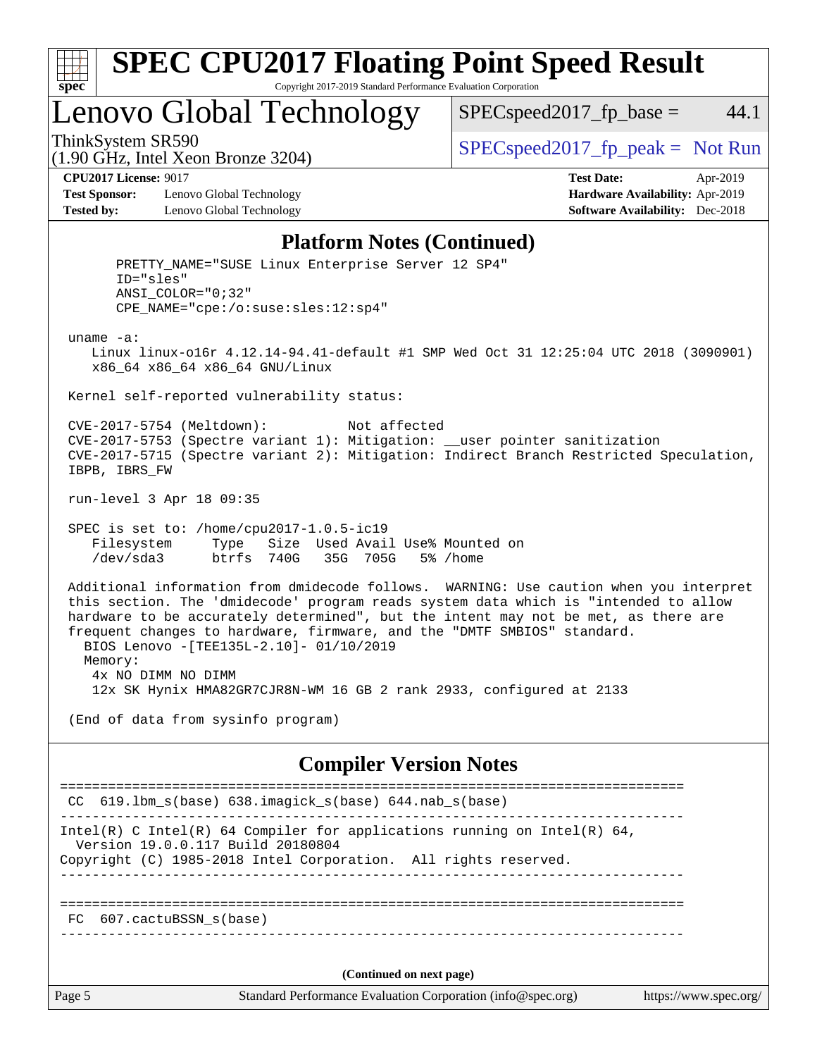# SPEC CPU2017 Floating Point Speed Result

Copyright 2017-2019 Standard Performance Evaluation Corporation

## Lenovo Global Technology

ThinkSystem SR590
(1.90 GHz, Intel Xeon Bronze 3204)

SPECspeed2017_fp_base = 44.1

SPECspeed2017_fp_peak = Not Run

**CPU2017 License:** 9017
**Test Sponsor:** Lenovo Global Technology
**Tested by:** Lenovo Global Technology

**Test Date:** Apr-2019
**Hardware Availability:** Apr-2019
**Software Availability:** Dec-2018

### Platform Notes (Continued)

```
      PRETTY_NAME="SUSE Linux Enterprise Server 12 SP4"
      ID="sles"
      ANSI_COLOR="0;32"
      CPE_NAME="cpe:/o:suse:sles:12:sp4"

 uname -a:
    Linux linux-o16r 4.12.14-94.41-default #1 SMP Wed Oct 31 12:25:04 UTC 2018 (3090901)
    x86_64 x86_64 x86_64 GNU/Linux

 Kernel self-reported vulnerability status:

 CVE-2017-5754 (Meltdown):          Not affected
 CVE-2017-5753 (Spectre variant 1): Mitigation: __user pointer sanitization
 CVE-2017-5715 (Spectre variant 2): Mitigation: Indirect Branch Restricted Speculation,
 IBPB, IBRS_FW

 run-level 3 Apr 18 09:35

 SPEC is set to: /home/cpu2017-1.0.5-ic19
    Filesystem     Type   Size  Used Avail Use% Mounted on
    /dev/sda3      btrfs  740G   35G  705G   5% /home

 Additional information from dmidecode follows.  WARNING: Use caution when you interpret
 this section. The 'dmidecode' program reads system data which is "intended to allow
 hardware to be accurately determined", but the intent may not be met, as there are
 frequent changes to hardware, firmware, and the "DMTF SMBIOS" standard.
   BIOS Lenovo -[TEE135L-2.10]- 01/10/2019
   Memory:
    4x NO DIMM NO DIMM
    12x SK Hynix HMA82GR7CJR8N-WM 16 GB 2 rank 2933, configured at 2133

 (End of data from sysinfo program)
```

### Compiler Version Notes

```
==============================================================================
 CC  619.lbm_s(base) 638.imagick_s(base) 644.nab_s(base)
------------------------------------------------------------------------------
Intel(R) C Intel(R) 64 Compiler for applications running on Intel(R) 64,
  Version 19.0.0.117 Build 20180804
Copyright (C) 1985-2018 Intel Corporation.  All rights reserved.
------------------------------------------------------------------------------

==============================================================================
 FC  607.cactuBSSN_s(base)
------------------------------------------------------------------------------
```

(Continued on next page)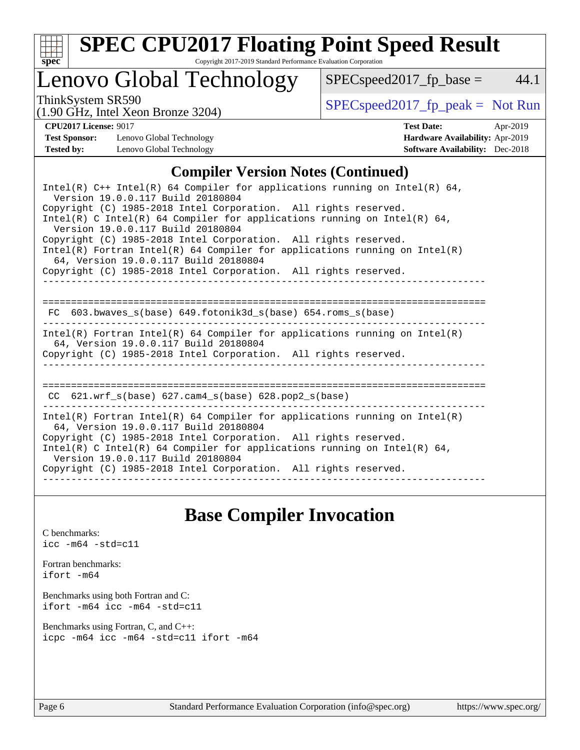## Compiler Version Notes (Continued)

```
Intel(R) C++ Intel(R) 64 Compiler for applications running on Intel(R) 64,
  Version 19.0.0.117 Build 20180804
Copyright (C) 1985-2018 Intel Corporation.  All rights reserved.
Intel(R) C Intel(R) 64 Compiler for applications running on Intel(R) 64,
  Version 19.0.0.117 Build 20180804
Copyright (C) 1985-2018 Intel Corporation.  All rights reserved.
Intel(R) Fortran Intel(R) 64 Compiler for applications running on Intel(R)
  64, Version 19.0.0.117 Build 20180804
Copyright (C) 1985-2018 Intel Corporation.  All rights reserved.
------------------------------------------------------------------------------

==============================================================================
 FC  603.bwaves_s(base) 649.fotonik3d_s(base) 654.roms_s(base)
------------------------------------------------------------------------------
Intel(R) Fortran Intel(R) 64 Compiler for applications running on Intel(R)
  64, Version 19.0.0.117 Build 20180804
Copyright (C) 1985-2018 Intel Corporation.  All rights reserved.
------------------------------------------------------------------------------

==============================================================================
 CC  621.wrf_s(base) 627.cam4_s(base) 628.pop2_s(base)
------------------------------------------------------------------------------
Intel(R) Fortran Intel(R) 64 Compiler for applications running on Intel(R)
  64, Version 19.0.0.117 Build 20180804
Copyright (C) 1985-2018 Intel Corporation.  All rights reserved.
Intel(R) C Intel(R) 64 Compiler for applications running on Intel(R) 64,
  Version 19.0.0.117 Build 20180804
Copyright (C) 1985-2018 Intel Corporation.  All rights reserved.
------------------------------------------------------------------------------
```

## Base Compiler Invocation

C benchmarks:
`icc -m64 -std=c11`

Fortran benchmarks:
`ifort -m64`

Benchmarks using both Fortran and C:
`ifort -m64 icc -m64 -std=c11`

Benchmarks using Fortran, C, and C++:
`icpc -m64 icc -m64 -std=c11 ifort -m64`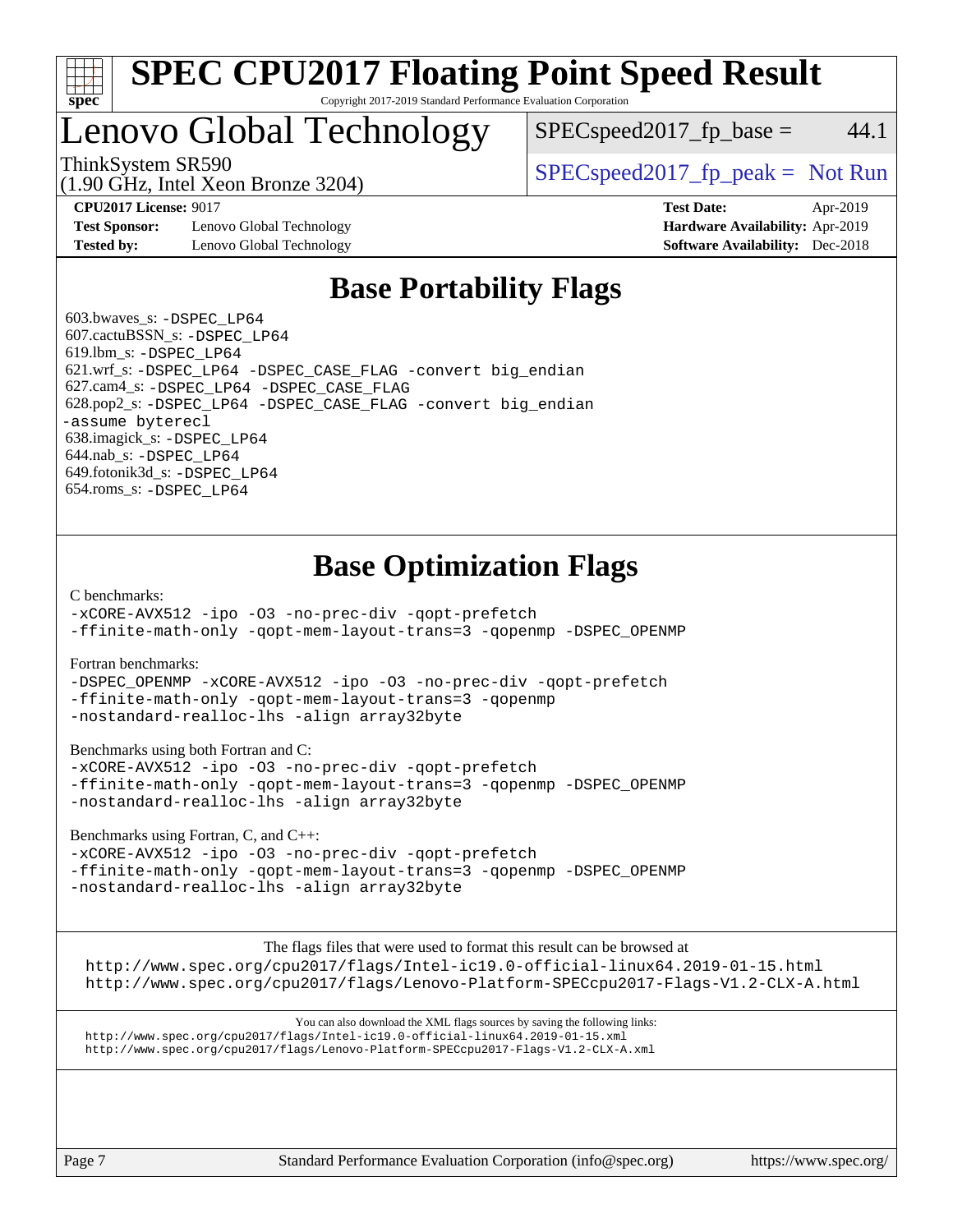# SPEC CPU2017 Floating Point Speed Result

Copyright 2017-2019 Standard Performance Evaluation Corporation

## Lenovo Global Technology

ThinkSystem SR590
(1.90 GHz, Intel Xeon Bronze 3204)

SPECspeed2017_fp_base = 44.1

SPECspeed2017_fp_peak = Not Run

**CPU2017 License:** 9017
**Test Sponsor:** Lenovo Global Technology
**Tested by:** Lenovo Global Technology

**Test Date:** Apr-2019
**Hardware Availability:** Apr-2019
**Software Availability:** Dec-2018

## Base Portability Flags

603.bwaves_s: `-DSPEC_LP64`
607.cactuBSSN_s: `-DSPEC_LP64`
619.lbm_s: `-DSPEC_LP64`
621.wrf_s: `-DSPEC_LP64 -DSPEC_CASE_FLAG -convert big_endian`
627.cam4_s: `-DSPEC_LP64 -DSPEC_CASE_FLAG`
628.pop2_s: `-DSPEC_LP64 -DSPEC_CASE_FLAG -convert big_endian -assume byterecl`
638.imagick_s: `-DSPEC_LP64`
644.nab_s: `-DSPEC_LP64`
649.fotonik3d_s: `-DSPEC_LP64`
654.roms_s: `-DSPEC_LP64`

## Base Optimization Flags

C benchmarks:
```
-xCORE-AVX512 -ipo -O3 -no-prec-div -qopt-prefetch
-ffinite-math-only -qopt-mem-layout-trans=3 -qopenmp -DSPEC_OPENMP
```

Fortran benchmarks:
```
-DSPEC_OPENMP -xCORE-AVX512 -ipo -O3 -no-prec-div -qopt-prefetch
-ffinite-math-only -qopt-mem-layout-trans=3 -qopenmp
-nostandard-realloc-lhs -align array32byte
```

Benchmarks using both Fortran and C:
```
-xCORE-AVX512 -ipo -O3 -no-prec-div -qopt-prefetch
-ffinite-math-only -qopt-mem-layout-trans=3 -qopenmp -DSPEC_OPENMP
-nostandard-realloc-lhs -align array32byte
```

Benchmarks using Fortran, C, and C++:
```
-xCORE-AVX512 -ipo -O3 -no-prec-div -qopt-prefetch
-ffinite-math-only -qopt-mem-layout-trans=3 -qopenmp -DSPEC_OPENMP
-nostandard-realloc-lhs -align array32byte
```

The flags files that were used to format this result can be browsed at
http://www.spec.org/cpu2017/flags/Intel-ic19.0-official-linux64.2019-01-15.html
http://www.spec.org/cpu2017/flags/Lenovo-Platform-SPECcpu2017-Flags-V1.2-CLX-A.html

You can also download the XML flags sources by saving the following links:
http://www.spec.org/cpu2017/flags/Intel-ic19.0-official-linux64.2019-01-15.xml
http://www.spec.org/cpu2017/flags/Lenovo-Platform-SPECcpu2017-Flags-V1.2-CLX-A.xml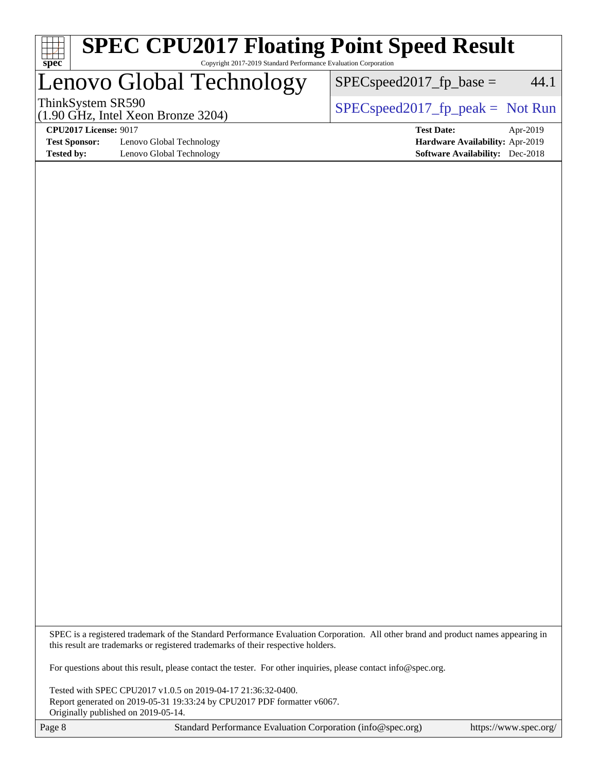SPEC is a registered trademark of the Standard Performance Evaluation Corporation. All other brand and product names appearing in this result are trademarks or registered trademarks of their respective holders.

For questions about this result, please contact the tester. For other inquiries, please contact info@spec.org.

Tested with SPEC CPU2017 v1.0.5 on 2019-04-17 21:36:32-0400.
Report generated on 2019-05-31 19:33:24 by CPU2017 PDF formatter v6067.
Originally published on 2019-05-14.